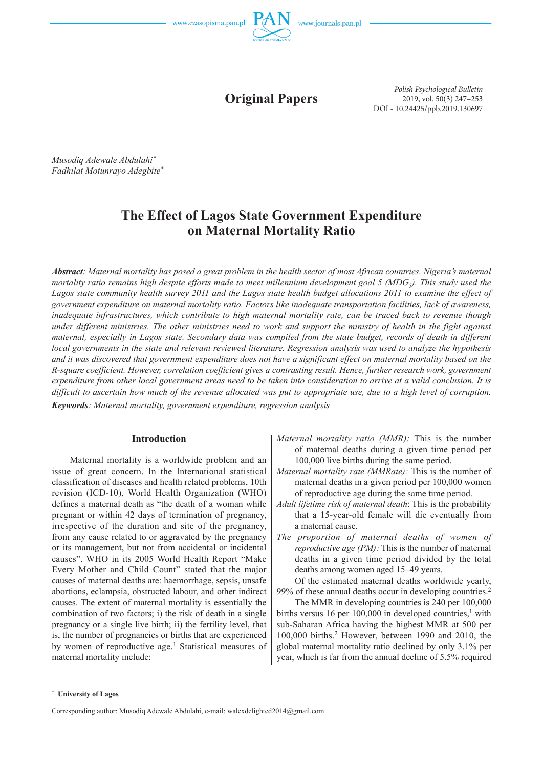Original Papers

Musodiq Adewale Abdulahi*
Fadhilat Motunrayo Adegbite*

# The Effect of Lagos State Government Expenditure on Maternal Mortality Ratio

***Abstract**: Maternal mortality has posed a great problem in the health sector of most African countries. Nigeria's maternal mortality ratio remains high despite efforts made to meet millennium development goal 5 ($MDG_5$). This study used the Lagos state community health survey 2011 and the Lagos state health budget allocations 2011 to examine the effect of government expenditure on maternal mortality ratio. Factors like inadequate transportation facilities, lack of awareness, inadequate infrastructures, which contribute to high maternal mortality rate, can be traced back to revenue though under different ministries. The other ministries need to work and support the ministry of health in the fight against maternal, especially in Lagos state. Secondary data was compiled from the state budget, records of death in different local governments in the state and relevant reviewed literature. Regression analysis was used to analyze the hypothesis and it was discovered that government expenditure does not have a significant effect on maternal mortality based on the R-square coefficient. However, correlation coefficient gives a contrasting result. Hence, further research work, government expenditure from other local government areas need to be taken into consideration to arrive at a valid conclusion. It is difficult to ascertain how much of the revenue allocated was put to appropriate use, due to a high level of corruption.*

***Keywords**: Maternal mortality, government expenditure, regression analysis*

## Introduction

Maternal mortality is a worldwide problem and an issue of great concern. In the International statistical classification of diseases and health related problems, 10th revision (ICD-10), World Health Organization (WHO) defines a maternal death as "the death of a woman while pregnant or within 42 days of termination of pregnancy, irrespective of the duration and site of the pregnancy, from any cause related to or aggravated by the pregnancy or its management, but not from accidental or incidental causes". WHO in its 2005 World Health Report "Make Every Mother and Child Count" stated that the major causes of maternal deaths are: haemorrhage, sepsis, unsafe abortions, eclampsia, obstructed labour, and other indirect causes. The extent of maternal mortality is essentially the combination of two factors; i) the risk of death in a single pregnancy or a single live birth; ii) the fertility level, that is, the number of pregnancies or births that are experienced by women of reproductive age.[1] Statistical measures of maternal mortality include:

*Maternal mortality ratio (MMR):* This is the number of maternal deaths during a given time period per 100,000 live births during the same time period.

*Maternal mortality rate (MMRate):* This is the number of maternal deaths in a given period per 100,000 women of reproductive age during the same time period.

*Adult lifetime risk of maternal death*: This is the probability that a 15-year-old female will die eventually from a maternal cause.

*The proportion of maternal deaths of women of reproductive age (PM):* This is the number of maternal deaths in a given time period divided by the total deaths among women aged 15–49 years.

Of the estimated maternal deaths worldwide yearly, 99% of these annual deaths occur in developing countries.[2]

The MMR in developing countries is 240 per 100,000 births versus 16 per 100,000 in developed countries,[1] with sub-Saharan Africa having the highest MMR at 500 per 100,000 births.[2] However, between 1990 and 2010, the global maternal mortality ratio declined by only 3.1% per year, which is far from the annual decline of 5.5% required

\* **University of Lagos**

Corresponding author: Musodiq Adewale Abdulahi, e-mail: walexdelighted2014@gmail.com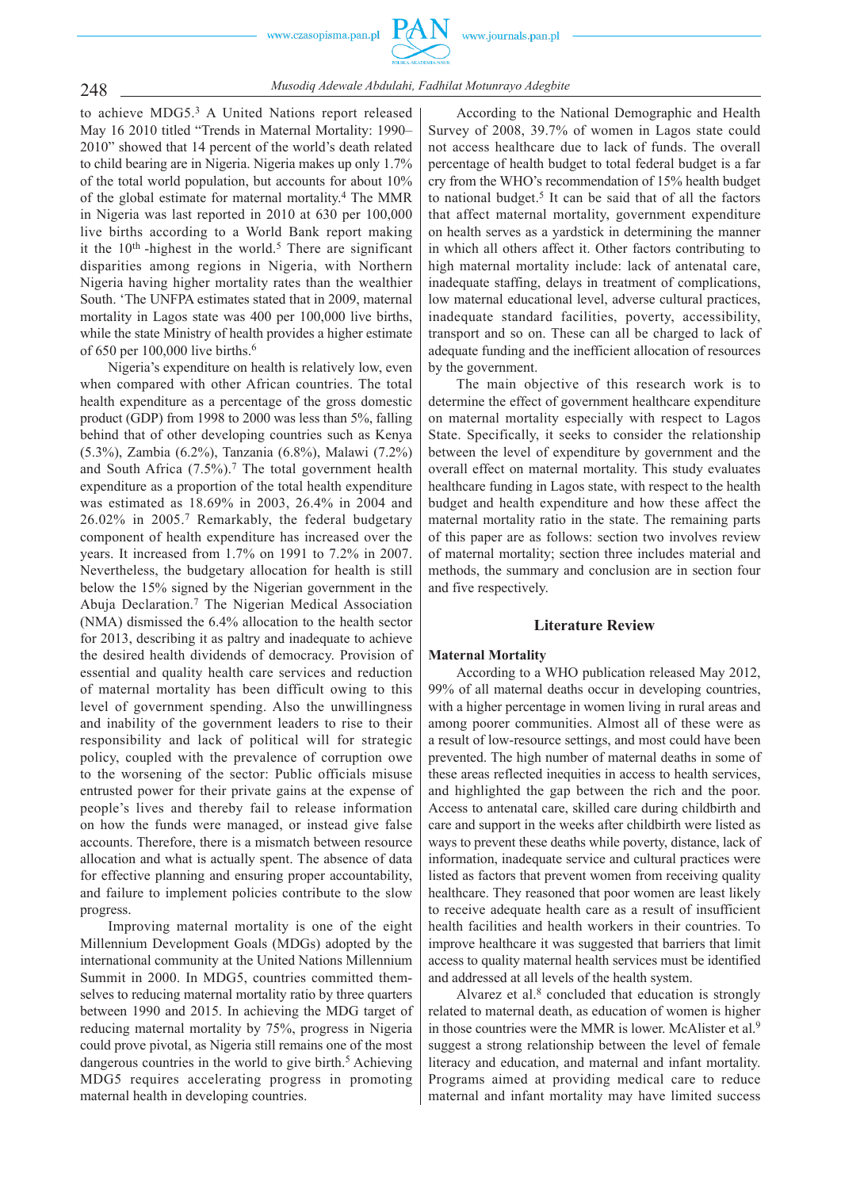to achieve MDG5.[3] A United Nations report released May 16 2010 titled "Trends in Maternal Mortality: 1990–2010" showed that 14 percent of the world's death related to child bearing are in Nigeria. Nigeria makes up only 1.7% of the total world population, but accounts for about 10% of the global estimate for maternal mortality.[4] The MMR in Nigeria was last reported in 2010 at 630 per 100,000 live births according to a World Bank report making it the 10th -highest in the world.[5] There are significant disparities among regions in Nigeria, with Northern Nigeria having higher mortality rates than the wealthier South. 'The UNFPA estimates stated that in 2009, maternal mortality in Lagos state was 400 per 100,000 live births, while the state Ministry of health provides a higher estimate of 650 per 100,000 live births.[6]

Nigeria's expenditure on health is relatively low, even when compared with other African countries. The total health expenditure as a percentage of the gross domestic product (GDP) from 1998 to 2000 was less than 5%, falling behind that of other developing countries such as Kenya (5.3%), Zambia (6.2%), Tanzania (6.8%), Malawi (7.2%) and South Africa (7.5%).[7] The total government health expenditure as a proportion of the total health expenditure was estimated as 18.69% in 2003, 26.4% in 2004 and 26.02% in 2005.[7] Remarkably, the federal budgetary component of health expenditure has increased over the years. It increased from 1.7% on 1991 to 7.2% in 2007. Nevertheless, the budgetary allocation for health is still below the 15% signed by the Nigerian government in the Abuja Declaration.[7] The Nigerian Medical Association (NMA) dismissed the 6.4% allocation to the health sector for 2013, describing it as paltry and inadequate to achieve the desired health dividends of democracy. Provision of essential and quality health care services and reduction of maternal mortality has been difficult owing to this level of government spending. Also the unwillingness and inability of the government leaders to rise to their responsibility and lack of political will for strategic policy, coupled with the prevalence of corruption owe to the worsening of the sector: Public officials misuse entrusted power for their private gains at the expense of people's lives and thereby fail to release information on how the funds were managed, or instead give false accounts. Therefore, there is a mismatch between resource allocation and what is actually spent. The absence of data for effective planning and ensuring proper accountability, and failure to implement policies contribute to the slow progress.

Improving maternal mortality is one of the eight Millennium Development Goals (MDGs) adopted by the international community at the United Nations Millennium Summit in 2000. In MDG5, countries committed themselves to reducing maternal mortality ratio by three quarters between 1990 and 2015. In achieving the MDG target of reducing maternal mortality by 75%, progress in Nigeria could prove pivotal, as Nigeria still remains one of the most dangerous countries in the world to give birth.[5] Achieving MDG5 requires accelerating progress in promoting maternal health in developing countries.

According to the National Demographic and Health Survey of 2008, 39.7% of women in Lagos state could not access healthcare due to lack of funds. The overall percentage of health budget to total federal budget is a far cry from the WHO's recommendation of 15% health budget to national budget.[5] It can be said that of all the factors that affect maternal mortality, government expenditure on health serves as a yardstick in determining the manner in which all others affect it. Other factors contributing to high maternal mortality include: lack of antenatal care, inadequate staffing, delays in treatment of complications, low maternal educational level, adverse cultural practices, inadequate standard facilities, poverty, accessibility, transport and so on. These can all be charged to lack of adequate funding and the inefficient allocation of resources by the government.

The main objective of this research work is to determine the effect of government healthcare expenditure on maternal mortality especially with respect to Lagos State. Specifically, it seeks to consider the relationship between the level of expenditure by government and the overall effect on maternal mortality. This study evaluates healthcare funding in Lagos state, with respect to the health budget and health expenditure and how these affect the maternal mortality ratio in the state. The remaining parts of this paper are as follows: section two involves review of maternal mortality; section three includes material and methods, the summary and conclusion are in section four and five respectively.

## Literature Review

### Maternal Mortality

According to a WHO publication released May 2012, 99% of all maternal deaths occur in developing countries, with a higher percentage in women living in rural areas and among poorer communities. Almost all of these were as a result of low-resource settings, and most could have been prevented. The high number of maternal deaths in some of these areas reflected inequities in access to health services, and highlighted the gap between the rich and the poor. Access to antenatal care, skilled care during childbirth and care and support in the weeks after childbirth were listed as ways to prevent these deaths while poverty, distance, lack of information, inadequate service and cultural practices were listed as factors that prevent women from receiving quality healthcare. They reasoned that poor women are least likely to receive adequate health care as a result of insufficient health facilities and health workers in their countries. To improve healthcare it was suggested that barriers that limit access to quality maternal health services must be identified and addressed at all levels of the health system.

Alvarez et al.[8] concluded that education is strongly related to maternal death, as education of women is higher in those countries where the MMR is lower. McAlister et al.[9] suggest a strong relationship between the level of female literacy and education, and maternal and infant mortality. Programs aimed at providing medical care to reduce maternal and infant mortality may have limited success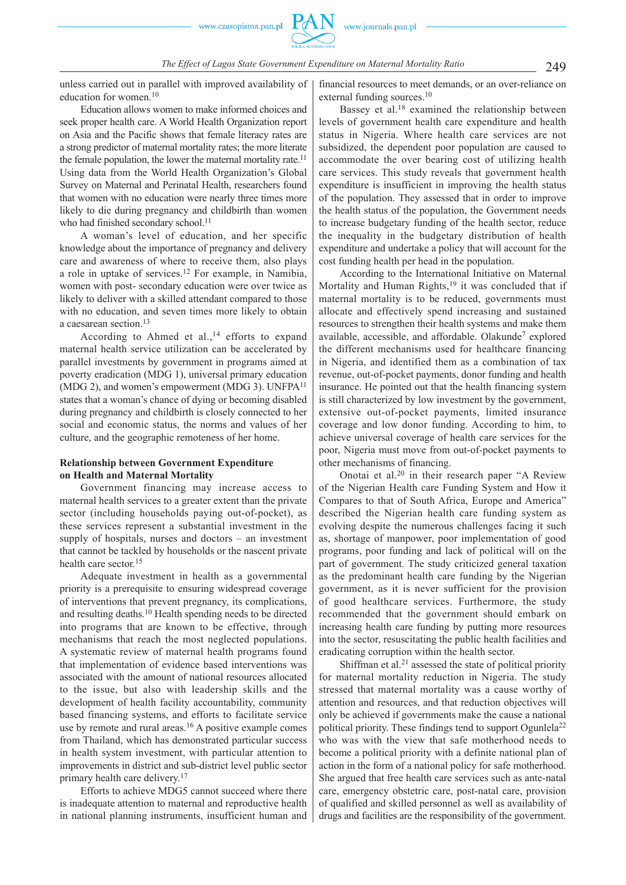unless carried out in parallel with improved availability of education for women.[10]

Education allows women to make informed choices and seek proper health care. A World Health Organization report on Asia and the Pacific shows that female literacy rates are a strong predictor of maternal mortality rates; the more literate the female population, the lower the maternal mortality rate.[11] Using data from the World Health Organization's Global Survey on Maternal and Perinatal Health, researchers found that women with no education were nearly three times more likely to die during pregnancy and childbirth than women who had finished secondary school.[11]

A woman's level of education, and her specific knowledge about the importance of pregnancy and delivery care and awareness of where to receive them, also plays a role in uptake of services.[12] For example, in Namibia, women with post- secondary education were over twice as likely to deliver with a skilled attendant compared to those with no education, and seven times more likely to obtain a caesarean section.[13]

According to Ahmed et al.,[14] efforts to expand maternal health service utilization can be accelerated by parallel investments by government in programs aimed at poverty eradication (MDG 1), universal primary education (MDG 2), and women's empowerment (MDG 3). UNFPA[11] states that a woman's chance of dying or becoming disabled during pregnancy and childbirth is closely connected to her social and economic status, the norms and values of her culture, and the geographic remoteness of her home.

**Relationship between Government Expenditure on Health and Maternal Mortality**

Government financing may increase access to maternal health services to a greater extent than the private sector (including households paying out-of-pocket), as these services represent a substantial investment in the supply of hospitals, nurses and doctors – an investment that cannot be tackled by households or the nascent private health care sector.[15]

Adequate investment in health as a governmental priority is a prerequisite to ensuring widespread coverage of interventions that prevent pregnancy, its complications, and resulting deaths.[10] Health spending needs to be directed into programs that are known to be effective, through mechanisms that reach the most neglected populations. A systematic review of maternal health programs found that implementation of evidence based interventions was associated with the amount of national resources allocated to the issue, but also with leadership skills and the development of health facility accountability, community based financing systems, and efforts to facilitate service use by remote and rural areas.[16] A positive example comes from Thailand, which has demonstrated particular success in health system investment, with particular attention to improvements in district and sub-district level public sector primary health care delivery.[17]

Efforts to achieve MDG5 cannot succeed where there is inadequate attention to maternal and reproductive health in national planning instruments, insufficient human and financial resources to meet demands, or an over-reliance on external funding sources.[10]

Bassey et al.[18] examined the relationship between levels of government health care expenditure and health status in Nigeria. Where health care services are not subsidized, the dependent poor population are caused to accommodate the over bearing cost of utilizing health care services. This study reveals that government health expenditure is insufficient in improving the health status of the population. They assessed that in order to improve the health status of the population, the Government needs to increase budgetary funding of the health sector, reduce the inequality in the budgetary distribution of health expenditure and undertake a policy that will account for the cost funding health per head in the population.

According to the International Initiative on Maternal Mortality and Human Rights,[19] it was concluded that if maternal mortality is to be reduced, governments must allocate and effectively spend increasing and sustained resources to strengthen their health systems and make them available, accessible, and affordable. Olakunde[7] explored the different mechanisms used for healthcare financing in Nigeria, and identified them as a combination of tax revenue, out-of-pocket payments, donor funding and health insurance. He pointed out that the health financing system is still characterized by low investment by the government, extensive out-of-pocket payments, limited insurance coverage and low donor funding. According to him, to achieve universal coverage of health care services for the poor, Nigeria must move from out-of-pocket payments to other mechanisms of financing.

Onotai et al.[20] in their research paper "A Review of the Nigerian Health care Funding System and How it Compares to that of South Africa, Europe and America" described the Nigerian health care funding system as evolving despite the numerous challenges facing it such as, shortage of manpower, poor implementation of good programs, poor funding and lack of political will on the part of government. The study criticized general taxation as the predominant health care funding by the Nigerian government, as it is never sufficient for the provision of good healthcare services. Furthermore, the study recommended that the government should embark on increasing health care funding by putting more resources into the sector, resuscitating the public health facilities and eradicating corruption within the health sector.

Shiffman et al.[21] assessed the state of political priority for maternal mortality reduction in Nigeria. The study stressed that maternal mortality was a cause worthy of attention and resources, and that reduction objectives will only be achieved if governments make the cause a national political priority. These findings tend to support Ogunlela[22] who was with the view that safe motherhood needs to become a political priority with a definite national plan of action in the form of a national policy for safe motherhood. She argued that free health care services such as ante-natal care, emergency obstetric care, post-natal care, provision of qualified and skilled personnel as well as availability of drugs and facilities are the responsibility of the government.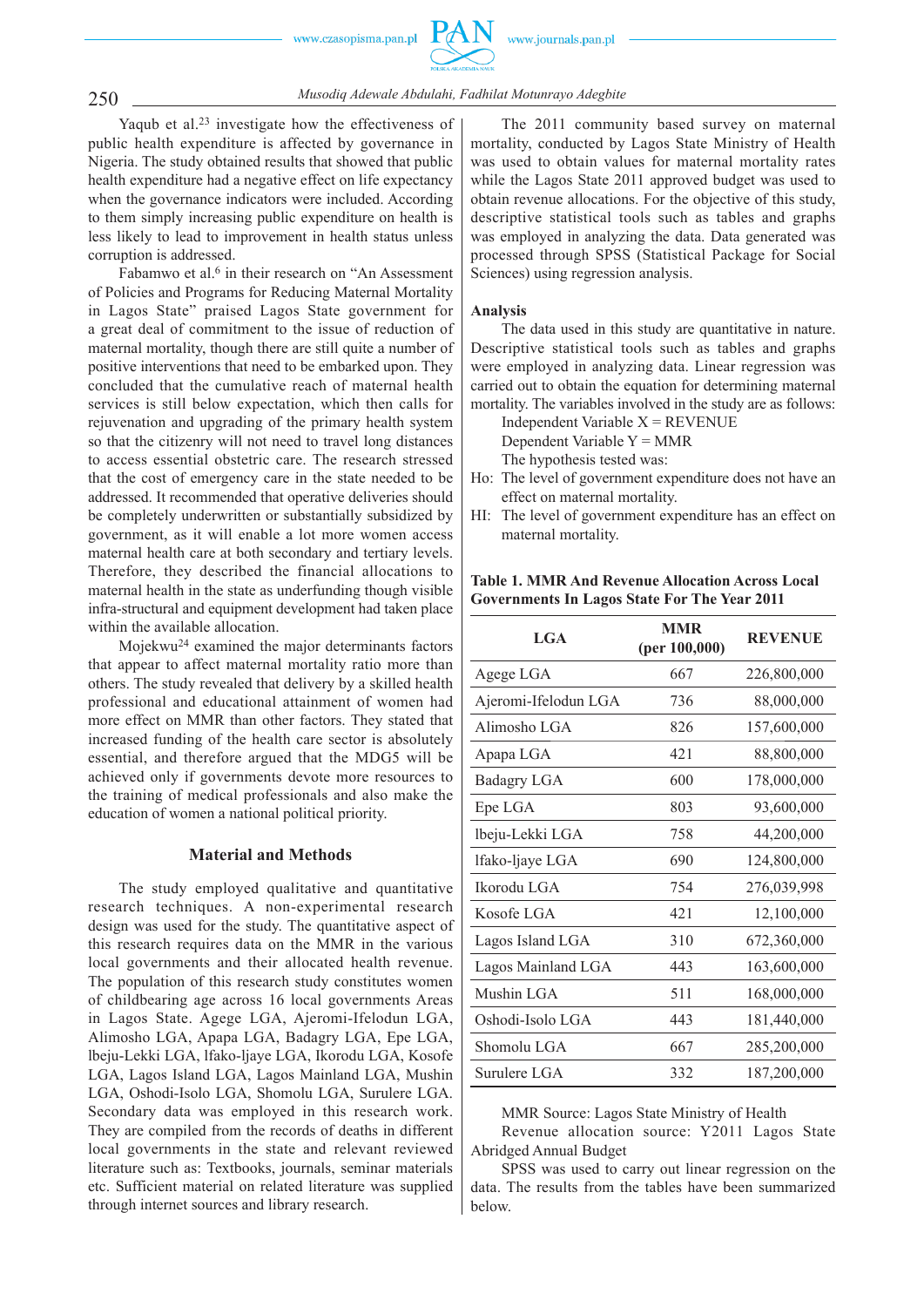Yaqub et al.[23] investigate how the effectiveness of public health expenditure is affected by governance in Nigeria. The study obtained results that showed that public health expenditure had a negative effect on life expectancy when the governance indicators were included. According to them simply increasing public expenditure on health is less likely to lead to improvement in health status unless corruption is addressed.

Fabamwo et al.[6] in their research on "An Assessment of Policies and Programs for Reducing Maternal Mortality in Lagos State" praised Lagos State government for a great deal of commitment to the issue of reduction of maternal mortality, though there are still quite a number of positive interventions that need to be embarked upon. They concluded that the cumulative reach of maternal health services is still below expectation, which then calls for rejuvenation and upgrading of the primary health system so that the citizenry will not need to travel long distances to access essential obstetric care. The research stressed that the cost of emergency care in the state needed to be addressed. It recommended that operative deliveries should be completely underwritten or substantially subsidized by government, as it will enable a lot more women access maternal health care at both secondary and tertiary levels. Therefore, they described the financial allocations to maternal health in the state as underfunding though visible infra-structural and equipment development had taken place within the available allocation.

Mojekwu[24] examined the major determinants factors that appear to affect maternal mortality ratio more than others. The study revealed that delivery by a skilled health professional and educational attainment of women had more effect on MMR than other factors. They stated that increased funding of the health care sector is absolutely essential, and therefore argued that the MDG5 will be achieved only if governments devote more resources to the training of medical professionals and also make the education of women a national political priority.

## Material and Methods

The study employed qualitative and quantitative research techniques. A non-experimental research design was used for the study. The quantitative aspect of this research requires data on the MMR in the various local governments and their allocated health revenue. The population of this research study constitutes women of childbearing age across 16 local governments Areas in Lagos State. Agege LGA, Ajeromi-Ifelodun LGA, Alimosho LGA, Apapa LGA, Badagry LGA, Epe LGA, Ibeju-Lekki LGA, Ifako-Ijaye LGA, Ikorodu LGA, Kosofe LGA, Lagos Island LGA, Lagos Mainland LGA, Mushin LGA, Oshodi-Isolo LGA, Shomolu LGA, Surulere LGA. Secondary data was employed in this research work. They are compiled from the records of deaths in different local governments in the state and relevant reviewed literature such as: Textbooks, journals, seminar materials etc. Sufficient material on related literature was supplied through internet sources and library research.

The 2011 community based survey on maternal mortality, conducted by Lagos State Ministry of Health was used to obtain values for maternal mortality rates while the Lagos State 2011 approved budget was used to obtain revenue allocations. For the objective of this study, descriptive statistical tools such as tables and graphs was employed in analyzing the data. Data generated was processed through SPSS (Statistical Package for Social Sciences) using regression analysis.

**Analysis**

The data used in this study are quantitative in nature. Descriptive statistical tools such as tables and graphs were employed in analyzing data. Linear regression was carried out to obtain the equation for determining maternal mortality. The variables involved in the study are as follows:

Independent Variable X = REVENUE

Dependent Variable Y = MMR

The hypothesis tested was:

Ho: The level of government expenditure does not have an effect on maternal mortality.

HI: The level of government expenditure has an effect on maternal mortality.

**Table 1. MMR And Revenue Allocation Across Local Governments In Lagos State For The Year 2011**

| LGA | MMR (per 100,000) | REVENUE |
|---|---|---|
| Agege LGA | 667 | 226,800,000 |
| Ajeromi-Ifelodun LGA | 736 | 88,000,000 |
| Alimosho LGA | 826 | 157,600,000 |
| Apapa LGA | 421 | 88,800,000 |
| Badagry LGA | 600 | 178,000,000 |
| Epe LGA | 803 | 93,600,000 |
| Ibeju-Lekki LGA | 758 | 44,200,000 |
| Ifako-Ijaye LGA | 690 | 124,800,000 |
| Ikorodu LGA | 754 | 276,039,998 |
| Kosofe LGA | 421 | 12,100,000 |
| Lagos Island LGA | 310 | 672,360,000 |
| Lagos Mainland LGA | 443 | 163,600,000 |
| Mushin LGA | 511 | 168,000,000 |
| Oshodi-Isolo LGA | 443 | 181,440,000 |
| Shomolu LGA | 667 | 285,200,000 |
| Surulere LGA | 332 | 187,200,000 |

MMR Source: Lagos State Ministry of Health

Revenue allocation source: Y2011 Lagos State Abridged Annual Budget

SPSS was used to carry out linear regression on the data. The results from the tables have been summarized below.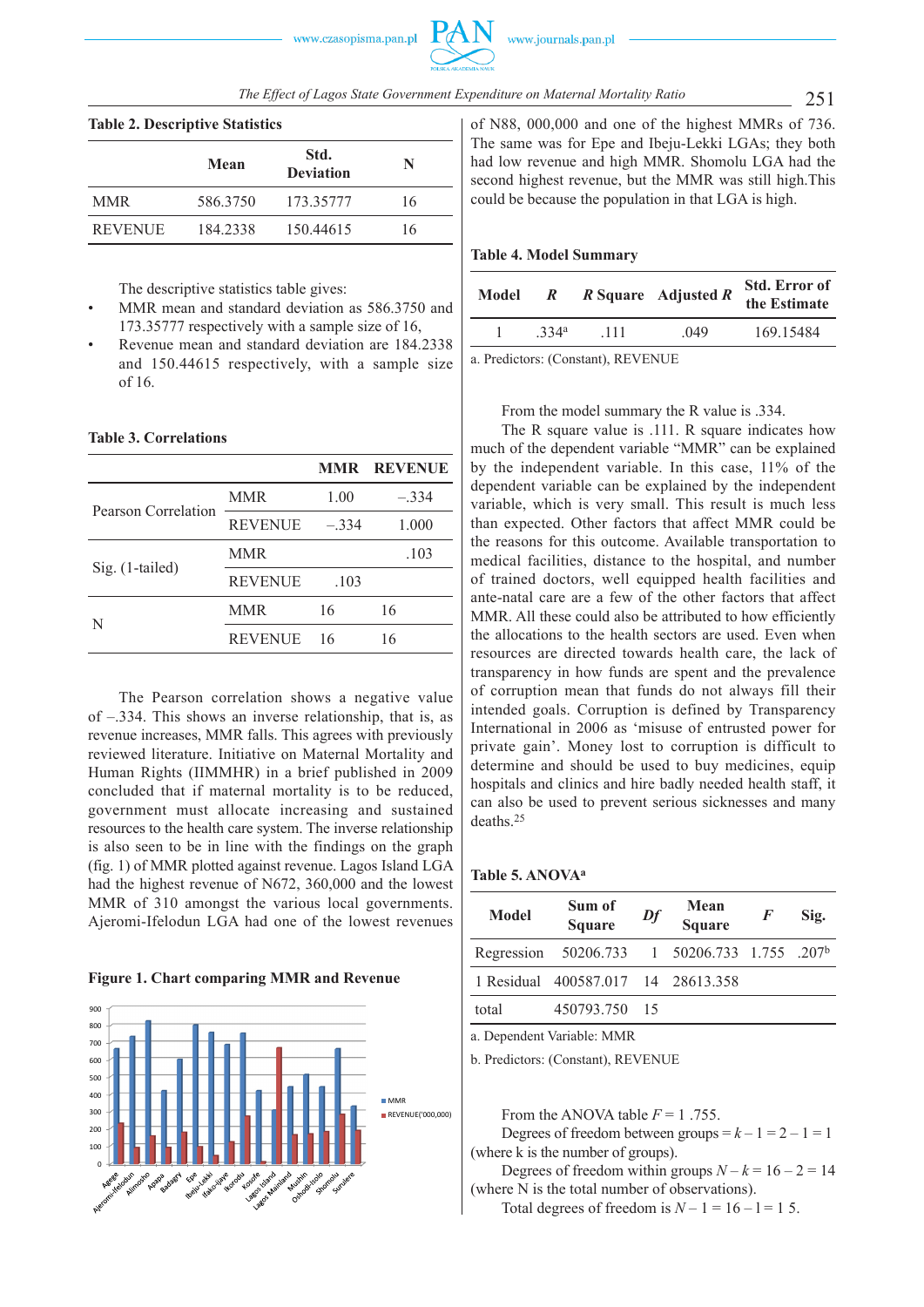**Table 2. Descriptive Statistics**

| | Mean | Std. Deviation | N |
|---|---|---|---|
| MMR | 586.3750 | 173.35777 | 16 |
| REVENUE | 184.2338 | 150.44615 | 16 |

The descriptive statistics table gives:

- MMR mean and standard deviation as 586.3750 and 173.35777 respectively with a sample size of 16,
- Revenue mean and standard deviation are 184.2338 and 150.44615 respectively, with a sample size of 16.

**Table 3. Correlations**

| | | MMR | REVENUE |
|---|---|---|---|
| Pearson Correlation | MMR | 1.00 | –.334 |
| | REVENUE | –.334 | 1.000 |
| Sig. (1-tailed) | MMR | | .103 |
| | REVENUE | .103 | |
| N | MMR | 16 | 16 |
| | REVENUE | 16 | 16 |

The Pearson correlation shows a negative value of –.334. This shows an inverse relationship, that is, as revenue increases, MMR falls. This agrees with previously reviewed literature. Initiative on Maternal Mortality and Human Rights (IIMMHR) in a brief published in 2009 concluded that if maternal mortality is to be reduced, government must allocate increasing and sustained resources to the health care system. The inverse relationship is also seen to be in line with the findings on the graph (fig. 1) of MMR plotted against revenue. Lagos Island LGA had the highest revenue of N672, 360,000 and the lowest MMR of 310 amongst the various local governments. Ajeromi-Ifelodun LGA had one of the lowest revenues

**Figure 1. Chart comparing MMR and Revenue**

of N88, 000,000 and one of the highest MMRs of 736. The same was for Epe and Ibeju-Lekki LGAs; they both had low revenue and high MMR. Shomolu LGA had the second highest revenue, but the MMR was still high.This could be because the population in that LGA is high.

**Table 4. Model Summary**

| Model | $R$ | $R$ Square | Adjusted $R$ | Std. Error of the Estimate |
|---|---|---|---|---|
| 1 | .334[a] | .111 | .049 | 169.15484 |

a. Predictors: (Constant), REVENUE

From the model summary the R value is .334.

The R square value is .111. R square indicates how much of the dependent variable "MMR" can be explained by the independent variable. In this case, 11% of the dependent variable can be explained by the independent variable, which is very small. This result is much less than expected. Other factors that affect MMR could be the reasons for this outcome. Available transportation to medical facilities, distance to the hospital, and number of trained doctors, well equipped health facilities and ante-natal care are a few of the other factors that affect MMR. All these could also be attributed to how efficiently the allocations to the health sectors are used. Even when resources are directed towards health care, the lack of transparency in how funds are spent and the prevalence of corruption mean that funds do not always fill their intended goals. Corruption is defined by Transparency International in 2006 as 'misuse of entrusted power for private gain'. Money lost to corruption is difficult to determine and should be used to buy medicines, equip hospitals and clinics and hire badly needed health staff, it can also be used to prevent serious sicknesses and many deaths.[25]

**Table 5. ANOVA[a]**

| Model | Sum of Square | Df | Mean Square | $F$ | Sig. |
|---|---|---|---|---|---|
| Regression | 50206.733 | 1 | 50206.733 | 1.755 | .207[b] |
| 1 Residual | 400587.017 | 14 | 28613.358 | | |
| total | 450793.750 | 15 | | | |

a. Dependent Variable: MMR

b. Predictors: (Constant), REVENUE

From the ANOVA table $F = 1.755$.

Degrees of freedom between groups $= k - 1 = 2 - 1 = 1$ (where k is the number of groups).

Degrees of freedom within groups $N - k = 16 - 2 = 14$ (where N is the total number of observations).

Total degrees of freedom is $N - 1 = 16 - 1 = 15$.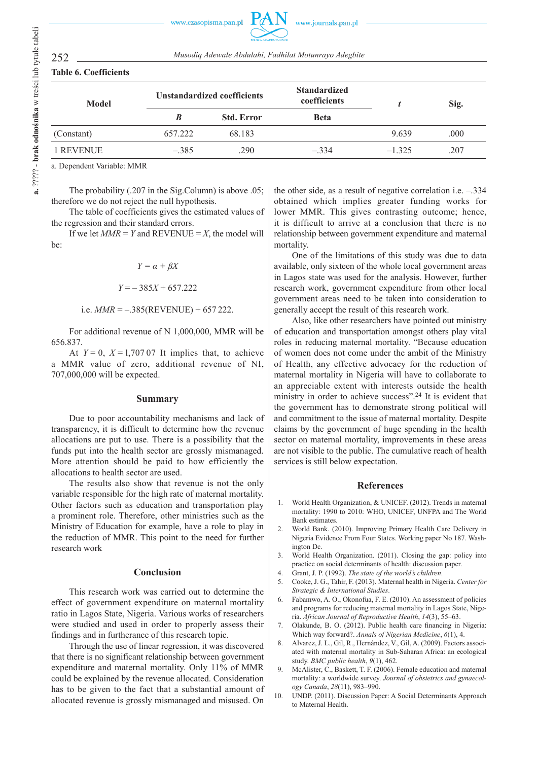**Table 6. Coefficients**

| Model | Unstandardized coefficients | | Standardized coefficients | *t* | Sig. |
|---|---|---|---|---|---|
| | *B* | Std. Error | Beta | | |
| (Constant) | 657.222 | 68.183 | | 9.639 | .000 |
| 1 REVENUE | –.385 | .290 | –.334 | –1.325 | .207 |

a. Dependent Variable: MMR

The probability (.207 in the Sig.Column) is above .05; therefore we do not reject the null hypothesis.

The table of coefficients gives the estimated values of the regression and their standard errors.

If we let $MMR = Y$ and REVENUE $= X$, the model will be:

$$Y = \alpha + \beta X$$

$$Y = -385X + 657.222$$

i.e. $MMR = -.385(\text{REVENUE}) + 657\,222$.

For additional revenue of N 1,000,000, MMR will be 656.837.

At $Y = 0$, $X = 1{,}707\,07$ It implies that, to achieve a MMR value of zero, additional revenue of NI, 707,000,000 will be expected.

## Summary

Due to poor accountability mechanisms and lack of transparency, it is difficult to determine how the revenue allocations are put to use. There is a possibility that the funds put into the health sector are grossly mismanaged. More attention should be paid to how efficiently the allocations to health sector are used.

The results also show that revenue is not the only variable responsible for the high rate of maternal mortality. Other factors such as education and transportation play a prominent role. Therefore, other ministries such as the Ministry of Education for example, have a role to play in the reduction of MMR. This point to the need for further research work

## Conclusion

This research work was carried out to determine the effect of government expenditure on maternal mortality ratio in Lagos State, Nigeria. Various works of researchers were studied and used in order to properly assess their findings and in furtherance of this research topic.

Through the use of linear regression, it was discovered that there is no significant relationship between government expenditure and maternal mortality. Only 11% of MMR could be explained by the revenue allocated. Consideration has to be given to the fact that a substantial amount of allocated revenue is grossly mismanaged and misused. On the other side, as a result of negative correlation i.e. –.334 obtained which implies greater funding works for lower MMR. This gives contrasting outcome; hence, it is difficult to arrive at a conclusion that there is no relationship between government expenditure and maternal mortality.

One of the limitations of this study was due to data available, only sixteen of the whole local government areas in Lagos state was used for the analysis. However, further research work, government expenditure from other local government areas need to be taken into consideration to generally accept the result of this research work.

Also, like other researchers have pointed out ministry of education and transportation amongst others play vital roles in reducing maternal mortality. "Because education of women does not come under the ambit of the Ministry of Health, any effective advocacy for the reduction of maternal mortality in Nigeria will have to collaborate to an appreciable extent with interests outside the health ministry in order to achieve success".[24] It is evident that the government has to demonstrate strong political will and commitment to the issue of maternal mortality. Despite claims by the government of huge spending in the health sector on maternal mortality, improvements in these areas are not visible to the public. The cumulative reach of health services is still below expectation.

## References

1. World Health Organization, & UNICEF. (2012). Trends in maternal mortality: 1990 to 2010: WHO, UNICEF, UNFPA and The World Bank estimates.
2. World Bank. (2010). Improving Primary Health Care Delivery in Nigeria Evidence From Four States. Working paper No 187. Washington Dc.
3. World Health Organization. (2011). Closing the gap: policy into practice on social determinants of health: discussion paper.
4. Grant, J. P. (1992). *The state of the world's children*.
5. Cooke, J. G., Tahir, F. (2013). Maternal health in Nigeria. *Center for Strategic & International Studies*.
6. Fabamwo, A. O., Okonofua, F. E. (2010). An assessment of policies and programs for reducing maternal mortality in Lagos State, Nigeria. *African Journal of Reproductive Health*, *14*(3), 55–63.
7. Olakunde, B. O. (2012). Public health care financing in Nigeria: Which way forward?. *Annals of Nigerian Medicine*, *6*(1), 4.
8. Alvarez, J. L., Gil, R., Hernández, V., Gil, A. (2009). Factors associated with maternal mortality in Sub-Saharan Africa: an ecological study. *BMC public health*, *9*(1), 462.
9. McAlister, C., Baskett, T. F. (2006). Female education and maternal mortality: a worldwide survey. *Journal of obstetrics and gynaecology Canada*, *28*(11), 983–990.
10. UNDP. (2011). Discussion Paper: A Social Determinants Approach to Maternal Health.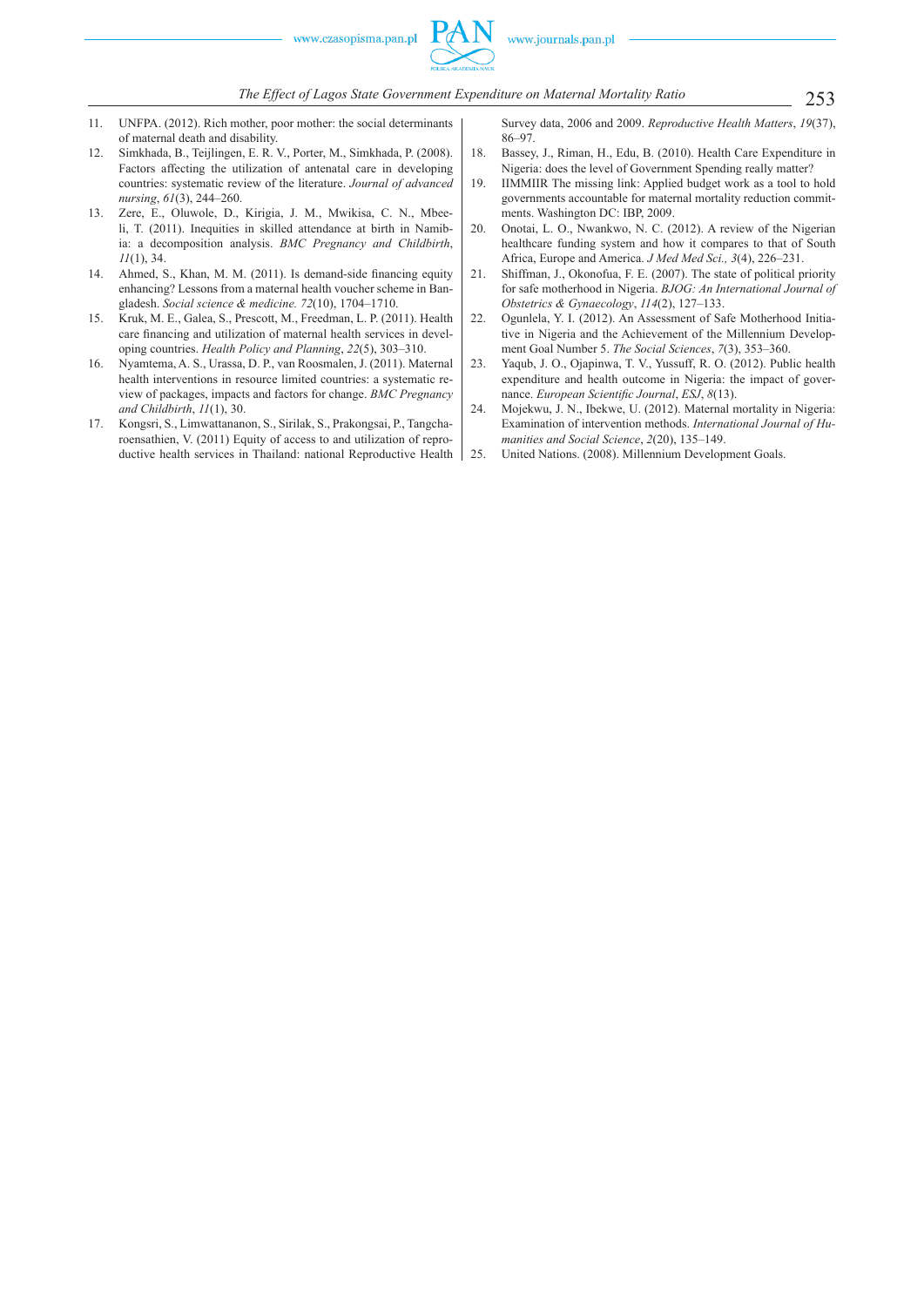11. UNFPA. (2012). Rich mother, poor mother: the social determinants of maternal death and disability.
12. Simkhada, B., Teijlingen, E. R. V., Porter, M., Simkhada, P. (2008). Factors affecting the utilization of antenatal care in developing countries: systematic review of the literature. *Journal of advanced nursing*, *61*(3), 244–260.
13. Zere, E., Oluwole, D., Kirigia, J. M., Mwikisa, C. N., Mbeeli, T. (2011). Inequities in skilled attendance at birth in Namibia: a decomposition analysis. *BMC Pregnancy and Childbirth*, *11*(1), 34.
14. Ahmed, S., Khan, M. M. (2011). Is demand-side financing equity enhancing? Lessons from a maternal health voucher scheme in Bangladesh. *Social science & medicine. 72*(10), 1704–1710.
15. Kruk, M. E., Galea, S., Prescott, M., Freedman, L. P. (2011). Health care financing and utilization of maternal health services in developing countries. *Health Policy and Planning*, *22*(5), 303–310.
16. Nyamtema, A. S., Urassa, D. P., van Roosmalen, J. (2011). Maternal health interventions in resource limited countries: a systematic review of packages, impacts and factors for change. *BMC Pregnancy and Childbirth*, *11*(1), 30.
17. Kongsri, S., Limwattananon, S., Sirilak, S., Prakongsai, P., Tangcharoensathien, V. (2011) Equity of access to and utilization of reproductive health services in Thailand: national Reproductive Health Survey data, 2006 and 2009. *Reproductive Health Matters*, *19*(37), 86–97.
18. Bassey, J., Riman, H., Edu, B. (2010). Health Care Expenditure in Nigeria: does the level of Government Spending really matter?
19. IIMMIIR The missing link: Applied budget work as a tool to hold governments accountable for maternal mortality reduction commitments. Washington DC: IBP, 2009.
20. Onotai, L. O., Nwankwo, N. C. (2012). A review of the Nigerian healthcare funding system and how it compares to that of South Africa, Europe and America. *J Med Med Sci., 3*(4), 226–231.
21. Shiffman, J., Okonofua, F. E. (2007). The state of political priority for safe motherhood in Nigeria. *BJOG: An International Journal of Obstetrics & Gynaecology*, *114*(2), 127–133.
22. Ogunlela, Y. I. (2012). An Assessment of Safe Motherhood Initiative in Nigeria and the Achievement of the Millennium Development Goal Number 5. *The Social Sciences*, *7*(3), 353–360.
23. Yaqub, J. O., Ojapinwa, T. V., Yussuff, R. O. (2012). Public health expenditure and health outcome in Nigeria: the impact of governance. *European Scientific Journal*, *ESJ*, *8*(13).
24. Mojekwu, J. N., Ibekwe, U. (2012). Maternal mortality in Nigeria: Examination of intervention methods. *International Journal of Humanities and Social Science*, *2*(20), 135–149.
25. United Nations. (2008). Millennium Development Goals.